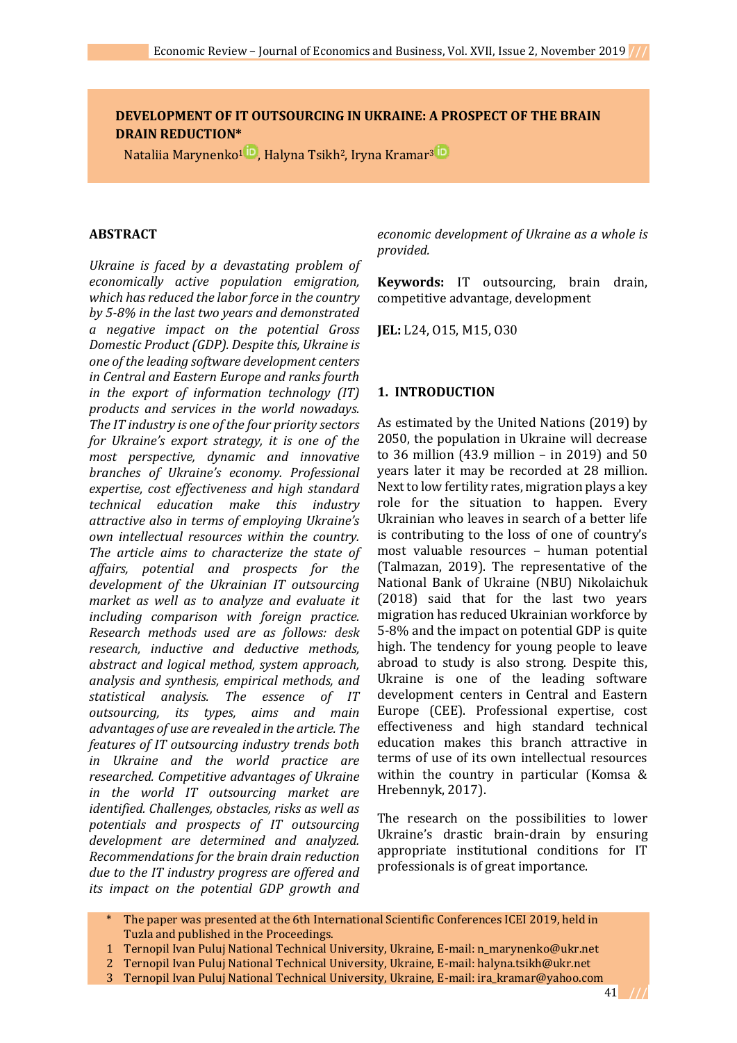# DEVELOPMENT OF IT OUTSOURCING IN UKRAINE: A PROSPECT OF THE BRAIN DRAIN REDUCTION*

Nataliia Marynenko[1], Halyna Tsikh[2], Iryna Kramar[3]

## ABSTRACT

*Ukraine is faced by a devastating problem of economically active population emigration, which has reduced the labor force in the country by 5-8% in the last two years and demonstrated a negative impact on the potential Gross Domestic Product (GDP). Despite this, Ukraine is one of the leading software development centers in Central and Eastern Europe and ranks fourth in the export of information technology (IT) products and services in the world nowadays. The IT industry is one of the four priority sectors for Ukraine's export strategy, it is one of the most perspective, dynamic and innovative branches of Ukraine's economy. Professional expertise, cost effectiveness and high standard technical education make this industry attractive also in terms of employing Ukraine's own intellectual resources within the country. The article aims to characterize the state of affairs, potential and prospects for the development of the Ukrainian IT outsourcing market as well as to analyze and evaluate it including comparison with foreign practice. Research methods used are as follows: desk research, inductive and deductive methods, abstract and logical method, system approach, analysis and synthesis, empirical methods, and statistical analysis. The essence of IT outsourcing, its types, aims and main advantages of use are revealed in the article. The features of IT outsourcing industry trends both in Ukraine and the world practice are researched. Competitive advantages of Ukraine in the world IT outsourcing market are identified. Challenges, obstacles, risks as well as potentials and prospects of IT outsourcing development are determined and analyzed. Recommendations for the brain drain reduction due to the IT industry progress are offered and its impact on the potential GDP growth and economic development of Ukraine as a whole is provided.*

**Keywords:** IT outsourcing, brain drain, competitive advantage, development

**JEL:** L24, O15, M15, O30

## 1. INTRODUCTION

As estimated by the United Nations (2019) by 2050, the population in Ukraine will decrease to 36 million (43.9 million – in 2019) and 50 years later it may be recorded at 28 million. Next to low fertility rates, migration plays a key role for the situation to happen. Every Ukrainian who leaves in search of a better life is contributing to the loss of one of country's most valuable resources – human potential (Talmazan, 2019). The representative of the National Bank of Ukraine (NBU) Nikolaichuk (2018) said that for the last two years migration has reduced Ukrainian workforce by 5-8% and the impact on potential GDP is quite high. The tendency for young people to leave abroad to study is also strong. Despite this, Ukraine is one of the leading software development centers in Central and Eastern Europe (CEE). Professional expertise, cost effectiveness and high standard technical education makes this branch attractive in terms of use of its own intellectual resources within the country in particular (Komsa & Hrebennyk, 2017).

The research on the possibilities to lower Ukraine's drastic brain-drain by ensuring appropriate institutional conditions for IT professionals is of great importance.

---

* The paper was presented at the 6th International Scientific Conferences ICEI 2019, held in Tuzla and published in the Proceedings.

1 Ternopil Ivan Puluj National Technical University, Ukraine, E-mail: n_marynenko@ukr.net

2 Ternopil Ivan Puluj National Technical University, Ukraine, E-mail: halyna.tsikh@ukr.net

3 Ternopil Ivan Puluj National Technical University, Ukraine, E-mail: ira_kramar@yahoo.com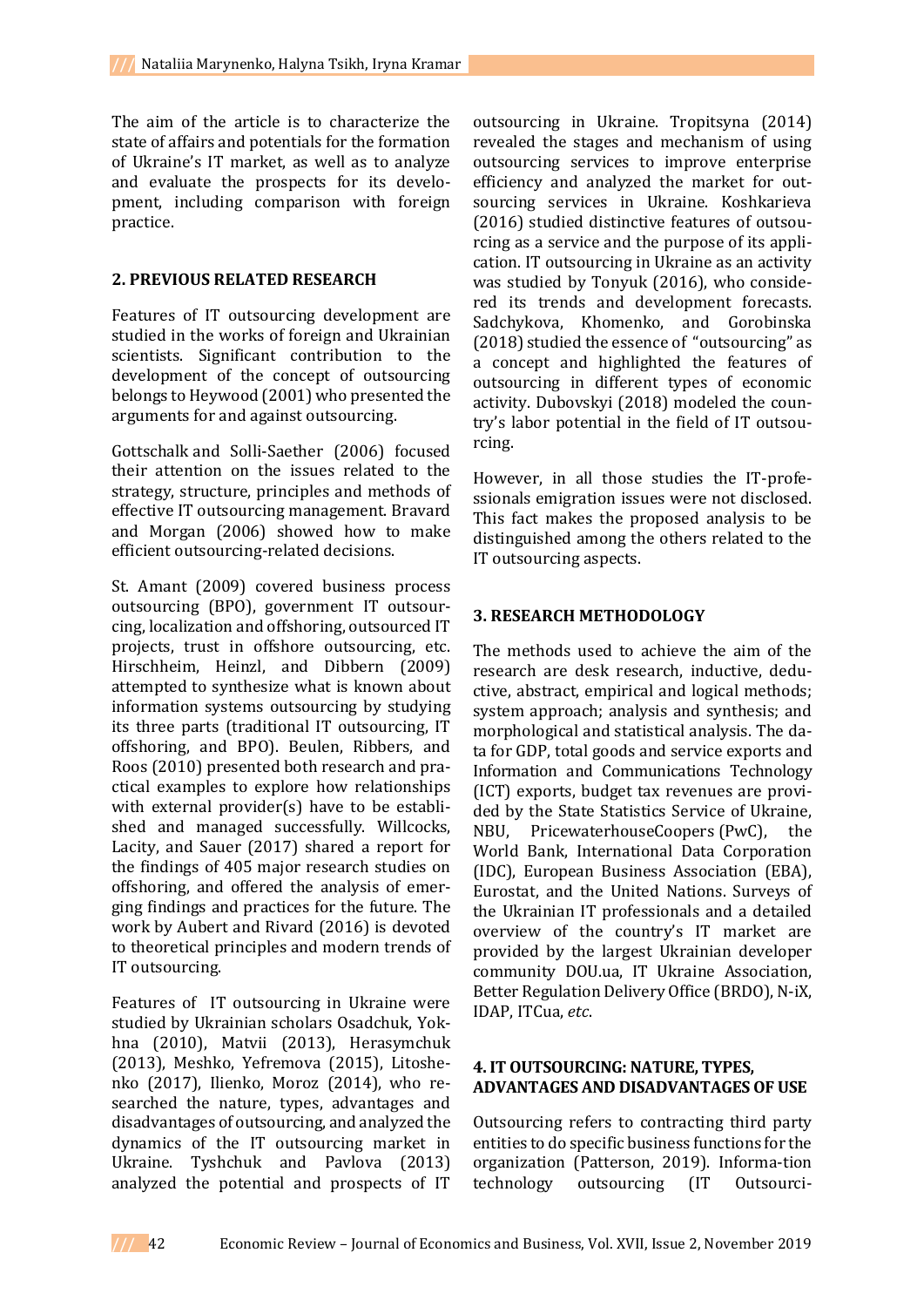The aim of the article is to characterize the state of affairs and potentials for the formation of Ukraine's IT market, as well as to analyze and evaluate the prospects for its development, including comparison with foreign practice.

## 2. PREVIOUS RELATED RESEARCH

Features of IT outsourcing development are studied in the works of foreign and Ukrainian scientists. Significant contribution to the development of the concept of outsourcing belongs to Heywood (2001) who presented the arguments for and against outsourcing.

Gottschalk and Solli-Saether (2006) focused their attention on the issues related to the strategy, structure, principles and methods of effective IT outsourcing management. Bravard and Morgan (2006) showed how to make efficient outsourcing-related decisions.

St. Amant (2009) covered business process outsourcing (BPO), government IT outsourcing, localization and offshoring, outsourced IT projects, trust in offshore outsourcing, etc. Hirschheim, Heinzl, and Dibbern (2009) attempted to synthesize what is known about information systems outsourcing by studying its three parts (traditional IT outsourcing, IT offshoring, and BPO). Beulen, Ribbers, and Roos (2010) presented both research and practical examples to explore how relationships with external provider(s) have to be established and managed successfully. Willcocks, Lacity, and Sauer (2017) shared a report for the findings of 405 major research studies on offshoring, and offered the analysis of emerging findings and practices for the future. The work by Aubert and Rivard (2016) is devoted to theoretical principles and modern trends of IT outsourcing.

Features of IT outsourcing in Ukraine were studied by Ukrainian scholars Osadchuk, Yokhna (2010), Matvii (2013), Herasymchuk (2013), Meshko, Yefremova (2015), Litoshenko (2017), Ilienko, Moroz (2014), who researched the nature, types, advantages and disadvantages of outsourcing, and analyzed the dynamics of the IT outsourcing market in Ukraine. Tyshchuk and Pavlova (2013) analyzed the potential and prospects of IT outsourcing in Ukraine. Tropitsyna (2014) revealed the stages and mechanism of using outsourcing services to improve enterprise efficiency and analyzed the market for outsourcing services in Ukraine. Koshkarieva (2016) studied distinctive features of outsourcing as a service and the purpose of its application. IT outsourcing in Ukraine as an activity was studied by Tonyuk (2016), who considered its trends and development forecasts. Sadchykova, Khomenko, and Gorobinska (2018) studied the essence of "outsourcing" as a concept and highlighted the features of outsourcing in different types of economic activity. Dubovskyi (2018) modeled the country's labor potential in the field of IT outsourcing.

However, in all those studies the IT-professionals emigration issues were not disclosed. This fact makes the proposed analysis to be distinguished among the others related to the IT outsourcing aspects.

## 3. RESEARCH METHODOLOGY

The methods used to achieve the aim of the research are desk research, inductive, deductive, abstract, empirical and logical methods; system approach; analysis and synthesis; and morphological and statistical analysis. The data for GDP, total goods and service exports and Information and Communications Technology (ICT) exports, budget tax revenues are provided by the State Statistics Service of Ukraine, NBU, PricewaterhouseCoopers (PwC), the World Bank, International Data Corporation (IDC), European Business Association (EBA), Eurostat, and the United Nations. Surveys of the Ukrainian IT professionals and a detailed overview of the country's IT market are provided by the largest Ukrainian developer community DOU.ua, IT Ukraine Association, Better Regulation Delivery Office (BRDO), N-iX, IDAP, ITCua, *etc*.

## 4. IT OUTSOURCING: NATURE, TYPES, ADVANTAGES AND DISADVANTAGES OF USE

Outsourcing refers to contracting third party entities to do specific business functions for the organization (Patterson, 2019). Information technology outsourcing (IT Outsourci-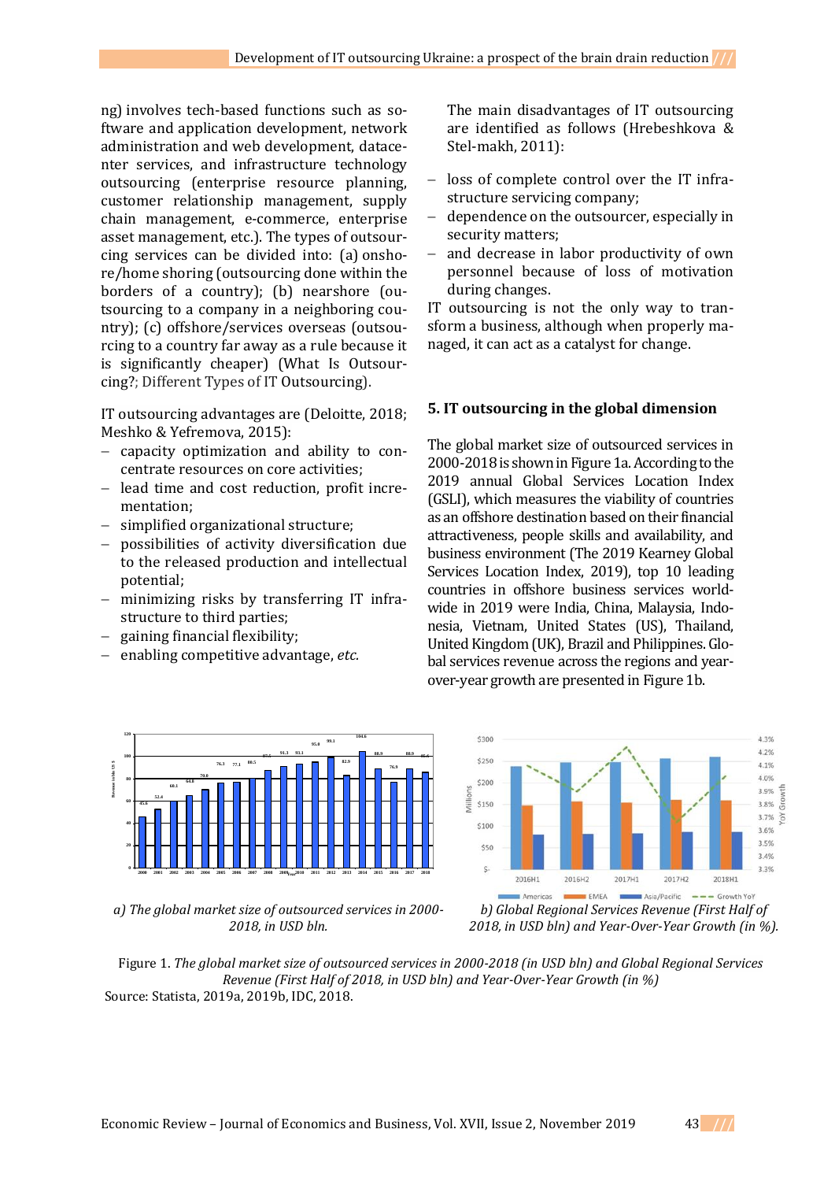ng) involves tech-based functions such as software and application development, network administration and web development, datacenter services, and infrastructure technology outsourcing (enterprise resource planning, customer relationship management, supply chain management, e-commerce, enterprise asset management, etc.). The types of outsourcing services can be divided into: (a) onshore/home shoring (outsourcing done within the borders of a country); (b) nearshore (outsourcing to a company in a neighboring country); (c) offshore/services overseas (outsourcing to a country far away as a rule because it is significantly cheaper) (What Is Outsourcing?; Different Types of IT Outsourcing).

IT outsourcing advantages are (Deloitte, 2018; Meshko & Yefremova, 2015):

- capacity optimization and ability to concentrate resources on core activities;
- lead time and cost reduction, profit incrementation;
- simplified organizational structure;
- possibilities of activity diversification due to the released production and intellectual potential;
- minimizing risks by transferring IT infrastructure to third parties;
- gaining financial flexibility;
- enabling competitive advantage, *etc.*

The main disadvantages of IT outsourcing are identified as follows (Hrebeshkova & Stel-makh, 2011):

- loss of complete control over the IT infrastructure servicing company;
- dependence on the outsourcer, especially in security matters;
- and decrease in labor productivity of own personnel because of loss of motivation during changes.

IT outsourcing is not the only way to transform a business, although when properly managed, it can act as a catalyst for change.

## 5. IT outsourcing in the global dimension

The global market size of outsourced services in 2000-2018 is shown in Figure 1a. According to the 2019 annual Global Services Location Index (GSLI), which measures the viability of countries as an offshore destination based on their financial attractiveness, people skills and availability, and business environment (The 2019 Kearney Global Services Location Index, 2019), top 10 leading countries in offshore business services worldwide in 2019 were India, China, Malaysia, Indonesia, Vietnam, United States (US), Thailand, United Kingdom (UK), Brazil and Philippines. Global services revenue across the regions and year-over-year growth are presented in Figure 1b.

*a) The global market size of outsourced services in 2000-2018, in USD bln.*

*b) Global Regional Services Revenue (First Half of 2018, in USD bln) and Year-Over-Year Growth (in %).*

Figure 1. *The global market size of outsourced services in 2000-2018 (in USD bln) and Global Regional Services Revenue (First Half of 2018, in USD bln) and Year-Over-Year Growth (in %)*

Source: Statista, 2019a, 2019b, IDC, 2018.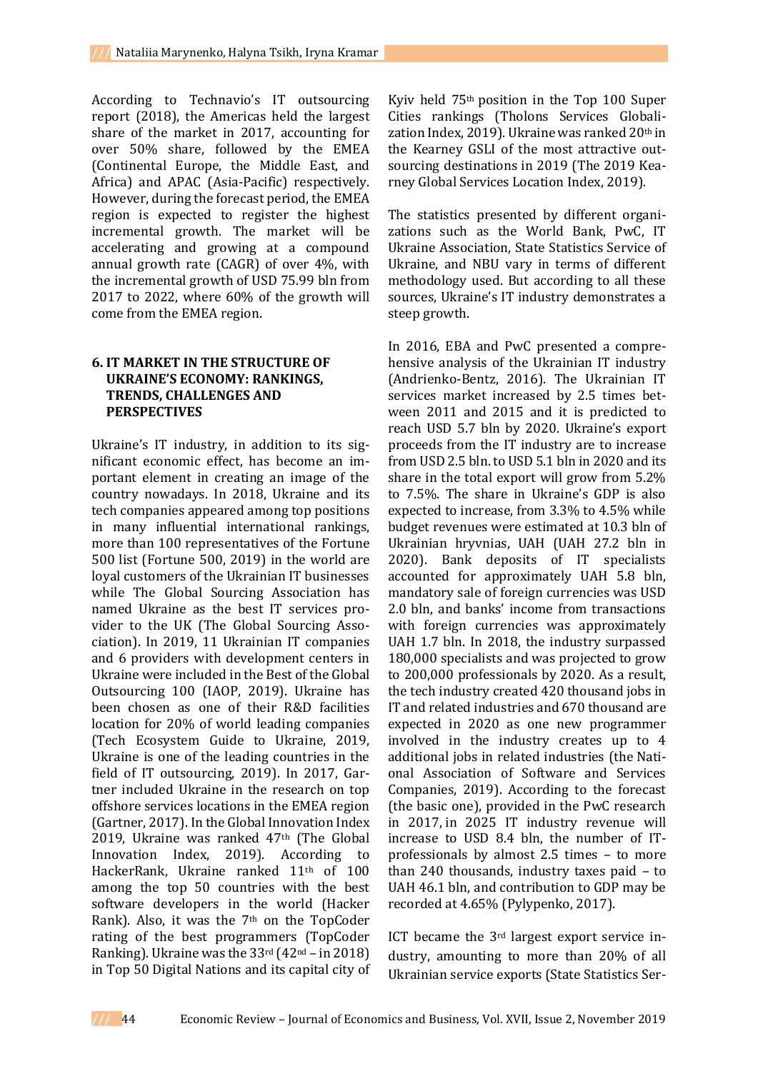According to Technavio's IT outsourcing report (2018), the Americas held the largest share of the market in 2017, accounting for over 50% share, followed by the EMEA (Continental Europe, the Middle East, and Africa) and APAC (Asia-Pacific) respectively. However, during the forecast period, the EMEA region is expected to register the highest incremental growth. The market will be accelerating and growing at a compound annual growth rate (CAGR) of over 4%, with the incremental growth of USD 75.99 bln from 2017 to 2022, where 60% of the growth will come from the EMEA region.

## 6. IT MARKET IN THE STRUCTURE OF UKRAINE'S ECONOMY: RANKINGS, TRENDS, CHALLENGES AND PERSPECTIVES

Ukraine's IT industry, in addition to its significant economic effect, has become an important element in creating an image of the country nowadays. In 2018, Ukraine and its tech companies appeared among top positions in many influential international rankings, more than 100 representatives of the Fortune 500 list (Fortune 500, 2019) in the world are loyal customers of the Ukrainian IT businesses while The Global Sourcing Association has named Ukraine as the best IT services provider to the UK (The Global Sourcing Association). In 2019, 11 Ukrainian IT companies and 6 providers with development centers in Ukraine were included in the Best of the Global Outsourcing 100 (IAOP, 2019). Ukraine has been chosen as one of their R&D facilities location for 20% of world leading companies (Tech Ecosystem Guide to Ukraine, 2019, Ukraine is one of the leading countries in the field of IT outsourcing, 2019). In 2017, Gartner included Ukraine in the research on top offshore services locations in the EMEA region (Gartner, 2017). In the Global Innovation Index 2019, Ukraine was ranked 47th (The Global Innovation Index, 2019). According to HackerRank, Ukraine ranked 11th of 100 among the top 50 countries with the best software developers in the world (Hacker Rank). Also, it was the 7th on the TopCoder rating of the best programmers (TopCoder Ranking). Ukraine was the 33rd (42nd – in 2018) in Top 50 Digital Nations and its capital city of Kyiv held 75th position in the Top 100 Super Cities rankings (Tholons Services Globalization Index, 2019). Ukraine was ranked 20th in the Kearney GSLI of the most attractive outsourcing destinations in 2019 (The 2019 Kearney Global Services Location Index, 2019).

The statistics presented by different organizations such as the World Bank, PwC, IT Ukraine Association, State Statistics Service of Ukraine, and NBU vary in terms of different methodology used. But according to all these sources, Ukraine's IT industry demonstrates a steep growth.

In 2016, EBA and PwC presented a comprehensive analysis of the Ukrainian IT industry (Andrienko-Bentz, 2016). The Ukrainian IT services market increased by 2.5 times between 2011 and 2015 and it is predicted to reach USD 5.7 bln by 2020. Ukraine's export proceeds from the IT industry are to increase from USD 2.5 bln. to USD 5.1 bln in 2020 and its share in the total export will grow from 5.2% to 7.5%. The share in Ukraine's GDP is also expected to increase, from 3.3% to 4.5% while budget revenues were estimated at 10.3 bln of Ukrainian hryvnias, UAH (UAH 27.2 bln in 2020). Bank deposits of IT specialists accounted for approximately UAH 5.8 bln, mandatory sale of foreign currencies was USD 2.0 bln, and banks' income from transactions with foreign currencies was approximately UAH 1.7 bln. In 2018, the industry surpassed 180,000 specialists and was projected to grow to 200,000 professionals by 2020. As a result, the tech industry created 420 thousand jobs in IT and related industries and 670 thousand are expected in 2020 as one new programmer involved in the industry creates up to 4 additional jobs in related industries (the National Association of Software and Services Companies, 2019). According to the forecast (the basic one), provided in the PwC research in 2017, in 2025 IT industry revenue will increase to USD 8.4 bln, the number of IT-professionals by almost 2.5 times – to more than 240 thousands, industry taxes paid – to UAH 46.1 bln, and contribution to GDP may be recorded at 4.65% (Pylypenko, 2017).

ICT became the 3rd largest export service industry, amounting to more than 20% of all Ukrainian service exports (State Statistics Ser-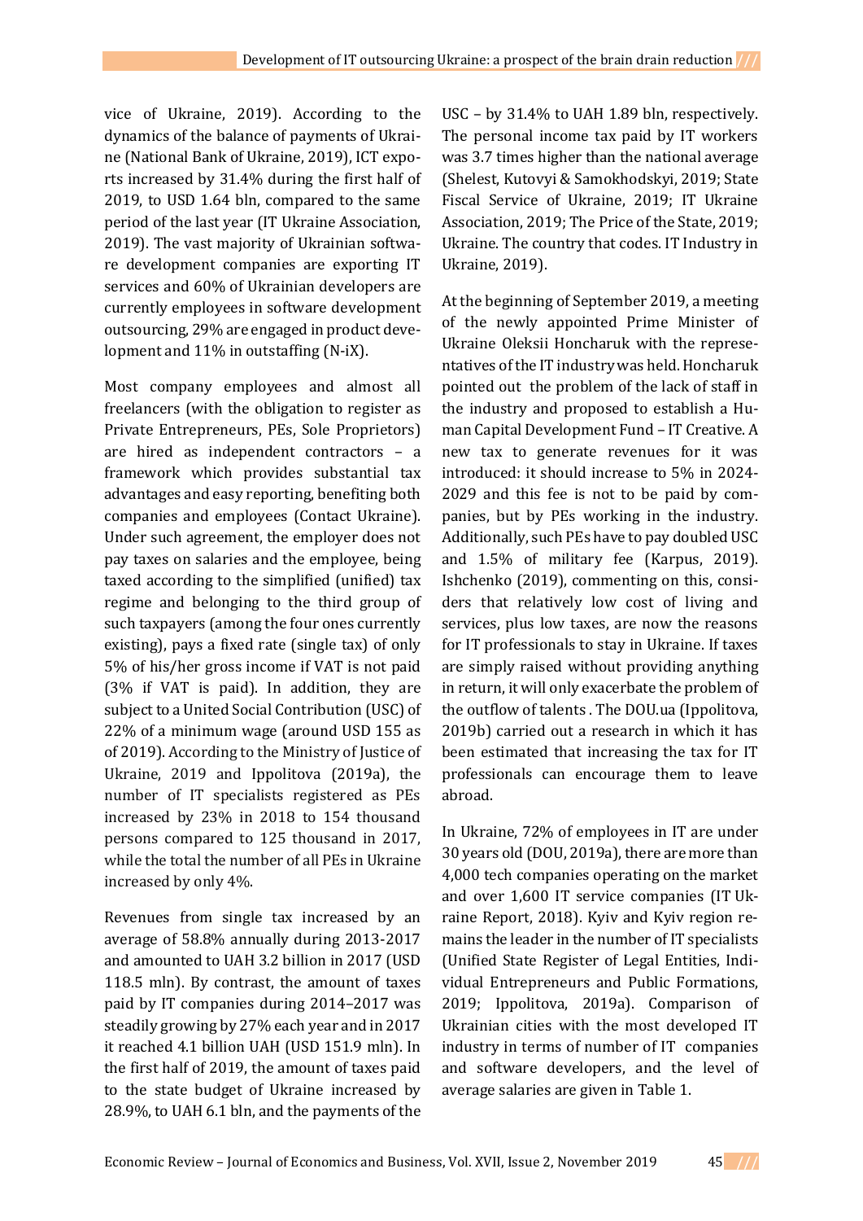vice of Ukraine, 2019). According to the dynamics of the balance of payments of Ukraine (National Bank of Ukraine, 2019), ICT exports increased by 31.4% during the first half of 2019, to USD 1.64 bln, compared to the same period of the last year (IT Ukraine Association, 2019). The vast majority of Ukrainian software development companies are exporting IT services and 60% of Ukrainian developers are currently employees in software development outsourcing, 29% are engaged in product development and 11% in outstaffing (N-iX).

Most company employees and almost all freelancers (with the obligation to register as Private Entrepreneurs, PEs, Sole Proprietors) are hired as independent contractors – a framework which provides substantial tax advantages and easy reporting, benefiting both companies and employees (Contact Ukraine). Under such agreement, the employer does not pay taxes on salaries and the employee, being taxed according to the simplified (unified) tax regime and belonging to the third group of such taxpayers (among the four ones currently existing), pays a fixed rate (single tax) of only 5% of his/her gross income if VAT is not paid (3% if VAT is paid). In addition, they are subject to a United Social Contribution (USC) of 22% of a minimum wage (around USD 155 as of 2019). According to the Ministry of Justice of Ukraine, 2019 and Ippolitova (2019a), the number of IT specialists registered as PEs increased by 23% in 2018 to 154 thousand persons compared to 125 thousand in 2017, while the total the number of all PEs in Ukraine increased by only 4%.

Revenues from single tax increased by an average of 58.8% annually during 2013-2017 and amounted to UAH 3.2 billion in 2017 (USD 118.5 mln). By contrast, the amount of taxes paid by IT companies during 2014–2017 was steadily growing by 27% each year and in 2017 it reached 4.1 billion UAH (USD 151.9 mln). In the first half of 2019, the amount of taxes paid to the state budget of Ukraine increased by 28.9%, to UAH 6.1 bln, and the payments of the USC – by 31.4% to UAH 1.89 bln, respectively. The personal income tax paid by IT workers was 3.7 times higher than the national average (Shelest, Kutovyi & Samokhodskyi, 2019; State Fiscal Service of Ukraine, 2019; IT Ukraine Association, 2019; The Price of the State, 2019; Ukraine. The country that codes. IT Industry in Ukraine, 2019).

At the beginning of September 2019, a meeting of the newly appointed Prime Minister of Ukraine Oleksii Honcharuk with the representatives of the IT industry was held. Honcharuk pointed out the problem of the lack of staff in the industry and proposed to establish a Human Capital Development Fund – IT Creative. A new tax to generate revenues for it was introduced: it should increase to 5% in 2024-2029 and this fee is not to be paid by companies, but by PEs working in the industry. Additionally, such PEs have to pay doubled USC and 1.5% of military fee (Karpus, 2019). Ishchenko (2019), commenting on this, considers that relatively low cost of living and services, plus low taxes, are now the reasons for IT professionals to stay in Ukraine. If taxes are simply raised without providing anything in return, it will only exacerbate the problem of the outflow of talents . The DOU.ua (Ippolitova, 2019b) carried out a research in which it has been estimated that increasing the tax for IT professionals can encourage them to leave abroad.

In Ukraine, 72% of employees in IT are under 30 years old (DOU, 2019a), there are more than 4,000 tech companies operating on the market and over 1,600 IT service companies (IT Ukraine Report, 2018). Kyiv and Kyiv region remains the leader in the number of IT specialists (Unified State Register of Legal Entities, Individual Entrepreneurs and Public Formations, 2019; Ippolitova, 2019a). Comparison of Ukrainian cities with the most developed IT industry in terms of number of IT companies and software developers, and the level of average salaries are given in Table 1.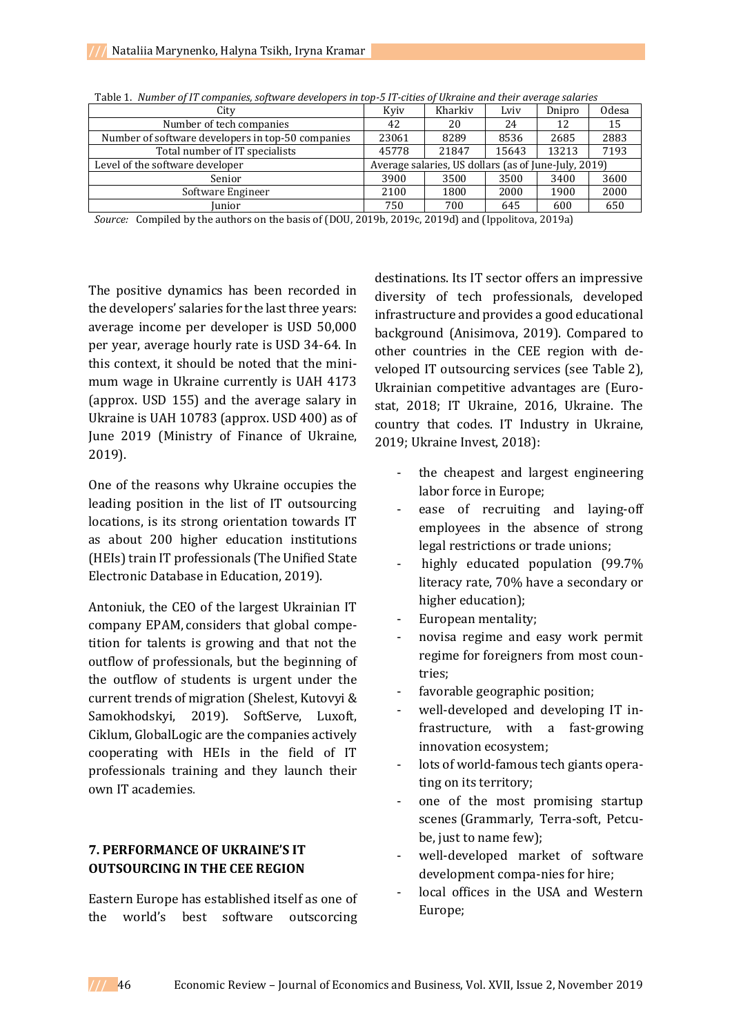Table 1. *Number of IT companies, software developers in top-5 IT-cities of Ukraine and their average salaries*

| City | Kyiv | Kharkiv | Lviv | Dnipro | Odesa |
|---|---|---|---|---|---|
| Number of tech companies | 42 | 20 | 24 | 12 | 15 |
| Number of software developers in top-50 companies | 23061 | 8289 | 8536 | 2685 | 2883 |
| Total number of IT specialists | 45778 | 21847 | 15643 | 13213 | 7193 |
| Level of the software developer | Average salaries, US dollars (as of June-July, 2019) | | | | |
| Senior | 3900 | 3500 | 3500 | 3400 | 3600 |
| Software Engineer | 2100 | 1800 | 2000 | 1900 | 2000 |
| Junior | 750 | 700 | 645 | 600 | 650 |

*Source:* Compiled by the authors on the basis of (DOU, 2019b, 2019c, 2019d) and (Ippolitova, 2019a)

The positive dynamics has been recorded in the developers' salaries for the last three years: average income per developer is USD 50,000 per year, average hourly rate is USD 34-64. In this context, it should be noted that the minimum wage in Ukraine currently is UAH 4173 (approx. USD 155) and the average salary in Ukraine is UAH 10783 (approx. USD 400) as of June 2019 (Ministry of Finance of Ukraine, 2019).

One of the reasons why Ukraine occupies the leading position in the list of IT outsourcing locations, is its strong orientation towards IT as about 200 higher education institutions (HEIs) train IT professionals (The Unified State Electronic Database in Education, 2019).

Antoniuk, the CEO of the largest Ukrainian IT company EPAM, considers that global competition for talents is growing and that not the outflow of professionals, but the beginning of the outflow of students is urgent under the current trends of migration (Shelest, Kutovyi & Samokhodskyi, 2019). SoftServe, Luxoft, Ciklum, GlobalLogic are the companies actively cooperating with HEIs in the field of IT professionals training and they launch their own IT academies.

## 7. PERFORMANCE OF UKRAINE'S IT OUTSOURCING IN THE CEE REGION

Eastern Europe has established itself as one of the world's best software outscorcing destinations. Its IT sector offers an impressive diversity of tech professionals, developed infrastructure and provides a good educational background (Anisimova, 2019). Compared to other countries in the CEE region with developed IT outsourcing services (see Table 2), Ukrainian competitive advantages are (Eurostat, 2018; IT Ukraine, 2016, Ukraine. The country that codes. IT Industry in Ukraine, 2019; Ukraine Invest, 2018):

- the cheapest and largest engineering labor force in Europe;
- ease of recruiting and laying-off employees in the absence of strong legal restrictions or trade unions;
- highly educated population (99.7% literacy rate, 70% have a secondary or higher education);
- European mentality;
- novisa regime and easy work permit regime for foreigners from most countries;
- favorable geographic position;
- well-developed and developing IT infrastructure, with a fast-growing innovation ecosystem;
- lots of world-famous tech giants operating on its territory;
- one of the most promising startup scenes (Grammarly, Terra-soft, Petcube, just to name few);
- well-developed market of software development compa-nies for hire;
- local offices in the USA and Western Europe;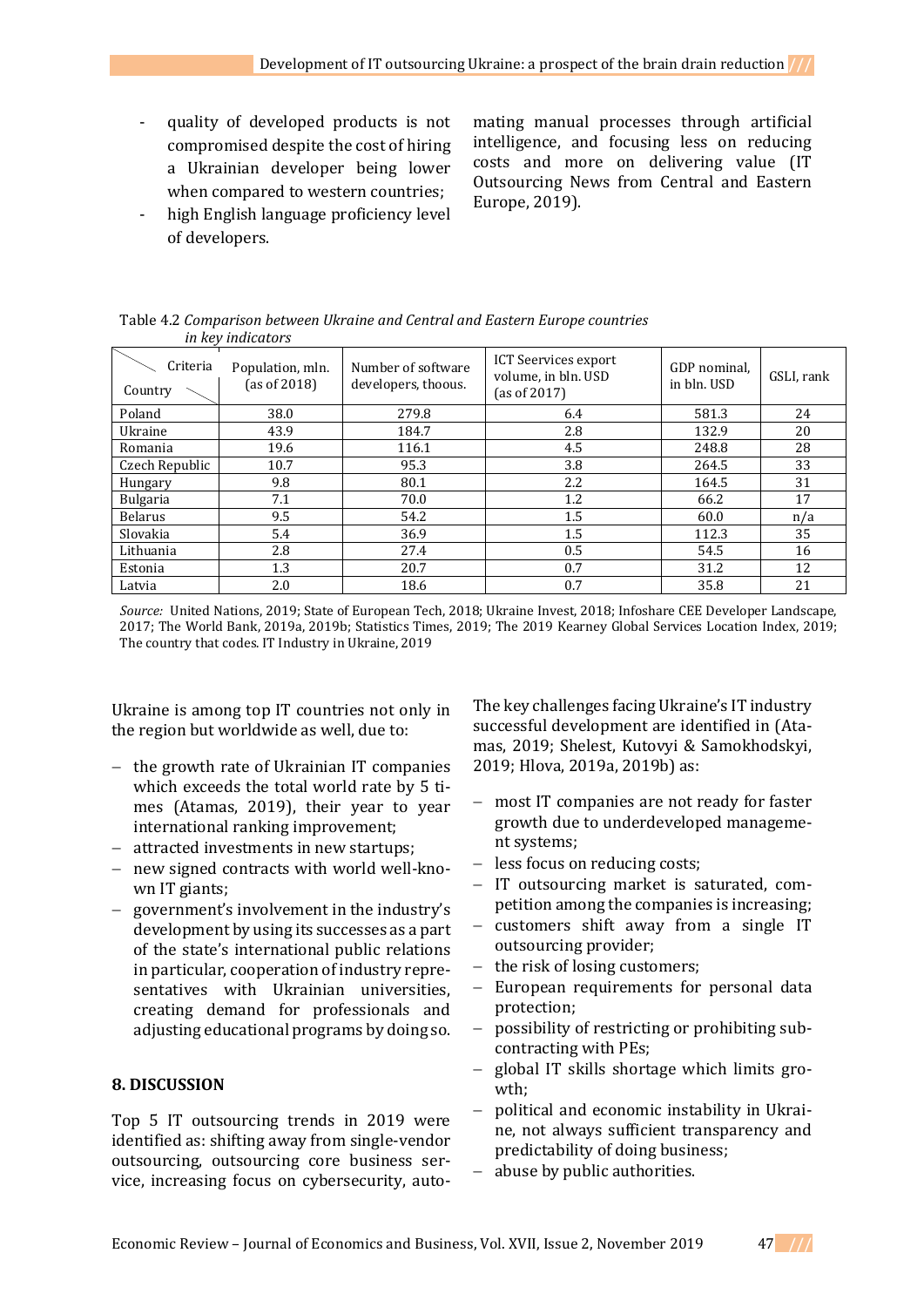- quality of developed products is not compromised despite the cost of hiring a Ukrainian developer being lower when compared to western countries;
- high English language proficiency level of developers.

mating manual processes through artificial intelligence, and focusing less on reducing costs and more on delivering value (IT Outsourcing News from Central and Eastern Europe, 2019).

Table 4.2 *Comparison between Ukraine and Central and Eastern Europe countries in key indicators*

| Criteria / Country | Population, mln. (as of 2018) | Number of software developers, thoous. | ICT Seervices export volume, in bln. USD (as of 2017) | GDP nominal, in bln. USD | GSLI, rank |
|---|---|---|---|---|---|
| Poland | 38.0 | 279.8 | 6.4 | 581.3 | 24 |
| Ukraine | 43.9 | 184.7 | 2.8 | 132.9 | 20 |
| Romania | 19.6 | 116.1 | 4.5 | 248.8 | 28 |
| Czech Republic | 10.7 | 95.3 | 3.8 | 264.5 | 33 |
| Hungary | 9.8 | 80.1 | 2.2 | 164.5 | 31 |
| Bulgaria | 7.1 | 70.0 | 1.2 | 66.2 | 17 |
| Belarus | 9.5 | 54.2 | 1.5 | 60.0 | n/a |
| Slovakia | 5.4 | 36.9 | 1.5 | 112.3 | 35 |
| Lithuania | 2.8 | 27.4 | 0.5 | 54.5 | 16 |
| Estonia | 1.3 | 20.7 | 0.7 | 31.2 | 12 |
| Latvia | 2.0 | 18.6 | 0.7 | 35.8 | 21 |

*Source:* United Nations, 2019; State of European Tech, 2018; Ukraine Invest, 2018; Infoshare CEE Developer Landscape, 2017; The World Bank, 2019a, 2019b; Statistics Times, 2019; The 2019 Kearney Global Services Location Index, 2019; The country that codes. IT Industry in Ukraine, 2019

Ukraine is among top IT countries not only in the region but worldwide as well, due to:

- the growth rate of Ukrainian IT companies which exceeds the total world rate by 5 times (Atamas, 2019), their year to year international ranking improvement;
- attracted investments in new startups;
- new signed contracts with world well-known IT giants;
- government's involvement in the industry's development by using its successes as a part of the state's international public relations in particular, cooperation of industry representatives with Ukrainian universities, creating demand for professionals and adjusting educational programs by doing so.

## 8. DISCUSSION

Top 5 IT outsourcing trends in 2019 were identified as: shifting away from single-vendor outsourcing, outsourcing core business service, increasing focus on cybersecurity, automating manual processes through artificial intelligence, and focusing less on reducing costs and more on delivering value (IT Outsourcing News from Central and Eastern Europe, 2019).

The key challenges facing Ukraine's IT industry successful development are identified in (Atamas, 2019; Shelest, Kutovyi & Samokhodskyi, 2019; Hlova, 2019a, 2019b) as:

- most IT companies are not ready for faster growth due to underdeveloped management systems;
- less focus on reducing costs;
- IT outsourcing market is saturated, competition among the companies is increasing;
- customers shift away from a single IT outsourcing provider;
- the risk of losing customers;
- European requirements for personal data protection;
- possibility of restricting or prohibiting subcontracting with PEs;
- global IT skills shortage which limits growth;
- political and economic instability in Ukraine, not always sufficient transparency and predictability of doing business;
- abuse by public authorities.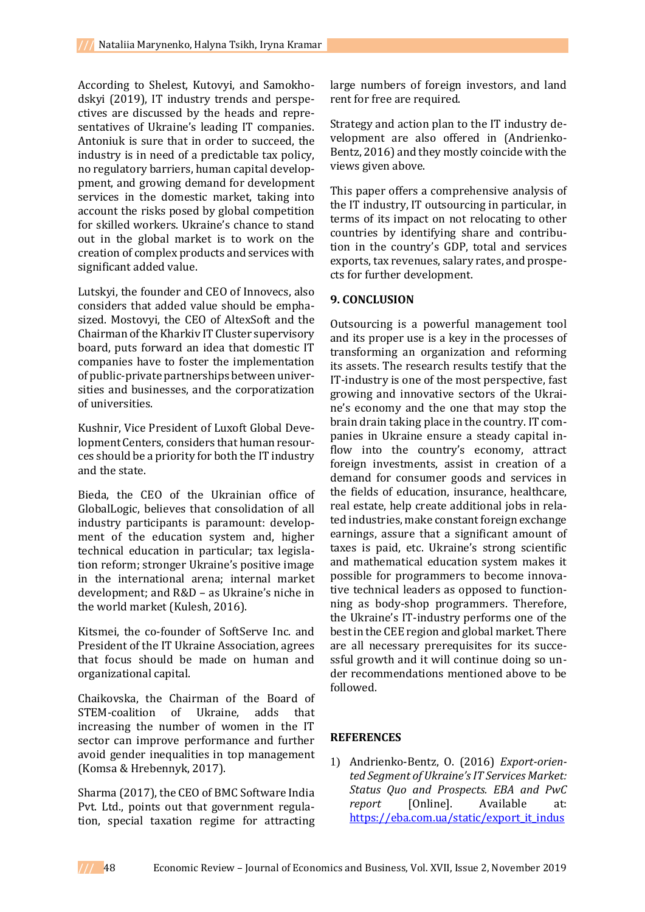According to Shelest, Kutovyi, and Samokhodskyi (2019), IT industry trends and perspectives are discussed by the heads and representatives of Ukraine's leading IT companies. Antoniuk is sure that in order to succeed, the industry is in need of a predictable tax policy, no regulatory barriers, human capital development, and growing demand for development services in the domestic market, taking into account the risks posed by global competition for skilled workers. Ukraine's chance to stand out in the global market is to work on the creation of complex products and services with significant added value.

Lutskyi, the founder and CEO of Innovecs, also considers that added value should be emphasized. Mostovyi, the CEO of AltexSoft and the Chairman of the Kharkiv IT Cluster supervisory board, puts forward an idea that domestic IT companies have to foster the implementation of public-private partnerships between universities and businesses, and the corporatization of universities.

Kushnir, Vice President of Luxoft Global Development Centers, considers that human resources should be a priority for both the IT industry and the state.

Bieda, the CEO of the Ukrainian office of GlobalLogic, believes that consolidation of all industry participants is paramount: development of the education system and, higher technical education in particular; tax legislation reform; stronger Ukraine's positive image in the international arena; internal market development; and R&D – as Ukraine's niche in the world market (Kulesh, 2016).

Kitsmei, the co-founder of SoftServe Inc. and President of the IT Ukraine Association, agrees that focus should be made on human and organizational capital.

Chaikovska, the Chairman of the Board of STEM-coalition of Ukraine, adds that increasing the number of women in the IT sector can improve performance and further avoid gender inequalities in top management (Komsa & Hrebennyk, 2017).

Sharma (2017), the CEO of BMC Software India Pvt. Ltd., points out that government regulation, special taxation regime for attracting large numbers of foreign investors, and land rent for free are required.

Strategy and action plan to the IT industry development are also offered in (Andrienko-Bentz, 2016) and they mostly coincide with the views given above.

This paper offers a comprehensive analysis of the IT industry, IT outsourcing in particular, in terms of its impact on not relocating to other countries by identifying share and contribution in the country's GDP, total and services exports, tax revenues, salary rates, and prospects for further development.

## 9. CONCLUSION

Outsourcing is a powerful management tool and its proper use is a key in the processes of transforming an organization and reforming its assets. The research results testify that the IT-industry is one of the most perspective, fast growing and innovative sectors of the Ukraine's economy and the one that may stop the brain drain taking place in the country. IT companies in Ukraine ensure a steady capital inflow into the country's economy, attract foreign investments, assist in creation of a demand for consumer goods and services in the fields of education, insurance, healthcare, real estate, help create additional jobs in related industries, make constant foreign exchange earnings, assure that a significant amount of taxes is paid, etc. Ukraine's strong scientific and mathematical education system makes it possible for programmers to become innovative technical leaders as opposed to functionning as body-shop programmers. Therefore, the Ukraine's IT-industry performs one of the best in the CEE region and global market. There are all necessary prerequisites for its successful growth and it will continue doing so under recommendations mentioned above to be followed.

## REFERENCES

1) Andrienko-Bentz, O. (2016) *Export-oriented Segment of Ukraine's IT Services Market: Status Quo and Prospects. EBA and PwC report* [Online]. Available at: https://eba.com.ua/static/export_it_indus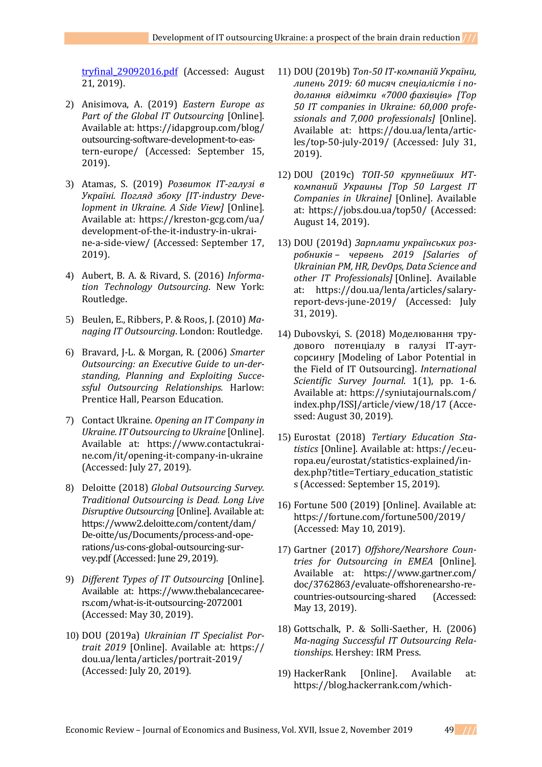tryfinal_29092016.pdf (Accessed: August 21, 2019).

2) Anisimova, A. (2019) *Eastern Europe as Part of the Global IT Outsourcing* [Online]. Available at: https://idapgroup.com/blog/outsourcing-software-development-to-eastern-europe/ (Accessed: September 15, 2019).

3) Atamas, S. (2019) *Розвиток ІТ-галузі в Україні. Погляд збоку [IT-industry Development in Ukraine. A Side View]* [Online]. Available at: https://kreston-gcg.com/ua/development-of-the-it-industry-in-ukraine-a-side-view/ (Accessed: September 17, 2019).

4) Aubert, B. A. & Rivard, S. (2016) *Information Technology Outsourcing*. New York: Routledge.

5) Beulen, E., Ribbers, P. & Roos, J. (2010) *Managing IT Outsourcing*. London: Routledge.

6) Bravard, J-L. & Morgan, R. (2006) *Smarter Outsourcing: an Executive Guide to understanding, Planning and Exploiting Successful Outsourcing Relationships.* Harlow: Prentice Hall, Pearson Education.

7) Contact Ukraine. *Opening an IT Company in Ukraine. IT Outsourcing to Ukraine* [Online]. Available at: https://www.contactukraine.com/it/opening-it-company-in-ukraine (Accessed: July 27, 2019).

8) Deloitte (2018) *Global Outsourcing Survey. Traditional Outsourcing is Dead. Long Live Disruptive Outsourcing* [Online]. Available at: https://www2.deloitte.com/content/dam/De-oitte/us/Documents/process-and-operations/us-cons-global-outsourcing-survey.pdf (Accessed: June 29, 2019).

9) *Different Types of IT Outsourcing* [Online]. Available at: https://www.thebalancecareers.com/what-is-it-outsourcing-2072001 (Accessed: May 30, 2019).

10) DOU (2019a) *Ukrainian IT Specialist Portrait 2019* [Online]. Available at: https://dou.ua/lenta/articles/portrait-2019/ (Accessed: July 20, 2019).

11) DOU (2019b) *Топ-50 IT-компаній України, липень 2019: 60 тисяч спеціалістів і подолання відмітки «7000 фахівців» [Top 50 IT companies in Ukraine: 60,000 professionals and 7,000 professionals]* [Online]. Available at: https://dou.ua/lenta/articles/top-50-july-2019/ (Accessed: July 31, 2019).

12) DOU (2019c) *ТОП-50 крупнейших ИТ-компаний Украины [Top 50 Largest IT Companies in Ukraine]* [Online]. Available at: https://jobs.dou.ua/top50/ (Accessed: August 14, 2019).

13) DOU (2019d) *Зарплати українських розробників – червень 2019 [Salaries of Ukrainian PM, HR, DevOps, Data Science and other IT Professionals]* [Online]. Available at: https://dou.ua/lenta/articles/salary-report-devs-june-2019/ (Accessed: July 31, 2019).

14) Dubovskyi, S. (2018) Моделювання трудового потенціалу в галузі IT-аутсорсингу [Modeling of Labor Potential in the Field of IT Outsourcing]. *International Scientific Survey Journal*. 1(1), pp. 1-6. Available at: https://syniutajournals.com/index.php/ISSJ/article/view/18/17 (Accessed: August 30, 2019).

15) Eurostat (2018) *Tertiary Education Statistics* [Online]. Available at: https://ec.europa.eu/eurostat/statistics-explained/index.php?title=Tertiary_education_statistics (Accessed: September 15, 2019).

16) Fortune 500 (2019) [Online]. Available at: https://fortune.com/fortune500/2019/ (Accessed: May 10, 2019).

17) Gartner (2017) *Offshore/Nearshore Countries for Outsourcing in EMEA* [Online]. Available at: https://www.gartner.com/doc/3762863/evaluate-offshorenearsho-re-countries-outsourcing-shared (Accessed: May 13, 2019).

18) Gottschalk, P. & Solli-Saether, H. (2006) *Managing Successful IT Outsourcing Relationships*. Hershey: IRM Press.

19) HackerRank [Online]. Available at: https://blog.hackerrank.com/which-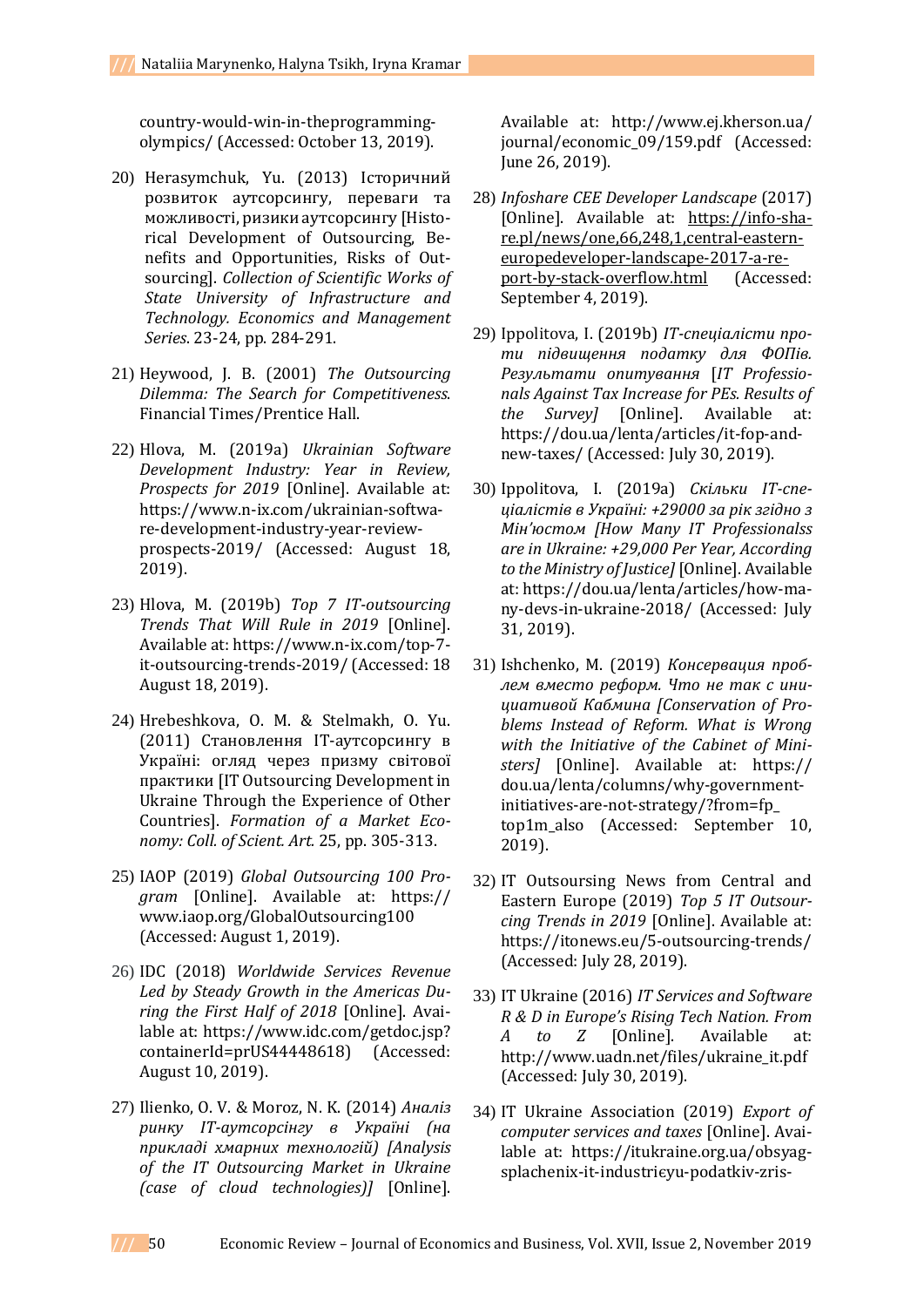country-would-win-in-theprogramming-olympics/ (Accessed: October 13, 2019).

20) Herasymchuk, Yu. (2013) Історичний розвиток аутсорсингу, переваги та можливості, ризики аутсорсингу [Historical Development of Outsourcing, Benefits and Opportunities, Risks of Outsourcing]. *Collection of Scientific Works of State University of Infrastructure and Technology. Economics and Management Series*. 23-24, pp. 284-291.

21) Heywood, J. B. (2001) *The Outsourcing Dilemma: The Search for Competitiveness*. Financial Times/Prentice Hall.

22) Hlova, M. (2019a) *Ukrainian Software Development Industry: Year in Review, Prospects for 2019* [Online]. Available at: https://www.n-ix.com/ukrainian-software-development-industry-year-review-prospects-2019/ (Accessed: August 18, 2019).

23) Hlova, M. (2019b) *Top 7 IT-outsourcing Trends That Will Rule in 2019* [Online]. Available at: https://www.n-ix.com/top-7-it-outsourcing-trends-2019/ (Accessed: 18 August 18, 2019).

24) Hrebeshkova, O. M. & Stelmakh, O. Yu. (2011) Становлення ІТ-аутсорсингу в Україні: огляд через призму світової практики [IT Outsourcing Development in Ukraine Through the Experience of Other Countries]. *Formation of a Market Economy: Coll. of Scient. Art.* 25, pp. 305-313.

25) IAOP (2019) *Global Outsourcing 100 Program* [Online]. Available at: https://www.iaop.org/GlobalOutsourcing100 (Accessed: August 1, 2019).

26) IDC (2018) *Worldwide Services Revenue Led by Steady Growth in the Americas During the First Half of 2018* [Online]. Available at: https://www.idc.com/getdoc.jsp?containerId=prUS44448618) (Accessed: August 10, 2019).

27) Ilienko, O. V. & Moroz, N. K. (2014) *Аналіз ринку ІТ-аутсорсінгу в Україні (на прикладі хмарних технологій) [Analysis of the IT Outsourcing Market in Ukraine (case of cloud technologies)]* [Online]. Available at: http://www.ej.kherson.ua/journal/economic_09/159.pdf (Accessed: June 26, 2019).

28) *Infoshare CEE Developer Landscape* (2017) [Online]. Available at: https://info-share.pl/news/one,66,248,1,central-eastern-europedeveloper-landscape-2017-a-report-by-stack-overflow.html (Accessed: September 4, 2019).

29) Ippolitova, I. (2019b) *ІТ-спеціалісти проти підвищення податку для ФОПів. Результати опитування* [*IT Professionals Against Tax Increase for PEs. Results of the Survey]* [Online]. Available at: https://dou.ua/lenta/articles/it-fop-and-new-taxes/ (Accessed: July 30, 2019).

30) Ippolitova, I. (2019a) *Скільки ІТ-спеціалістів в Україні: +29000 за рік згідно з Мін'юстом [How Many IT Professionalss are in Ukraine: +29,000 Per Year, According to the Ministry of Justice]* [Online]. Available at: https://dou.ua/lenta/articles/how-many-devs-in-ukraine-2018/ (Accessed: July 31, 2019).

31) Ishchenko, M. (2019) *Консервация проблем вместо реформ. Что не так с инициативой Кабмина [Conservation of Problems Instead of Reform. What is Wrong with the Initiative of the Cabinet of Ministers]* [Online]. Available at: https://dou.ua/lenta/columns/why-government-initiatives-are-not-strategy/?from=fp_top1m_also (Accessed: September 10, 2019).

32) IT Outsoursing News from Central and Eastern Europe (2019) *Top 5 IT Outsourcing Trends in 2019* [Online]. Available at: https://itonews.eu/5-outsourcing-trends/ (Accessed: July 28, 2019).

33) IT Ukraine (2016) *IT Services and Software R & D in Europe's Rising Tech Nation. From A to Z* [Online]. Available at: http://www.uadn.net/files/ukraine_it.pdf (Accessed: July 30, 2019).

34) IT Ukraine Association (2019) *Export of computer services and taxes* [Online]. Available at: https://itukraine.org.ua/obsyag-splachenix-it-industriєyu-podatkiv-zris-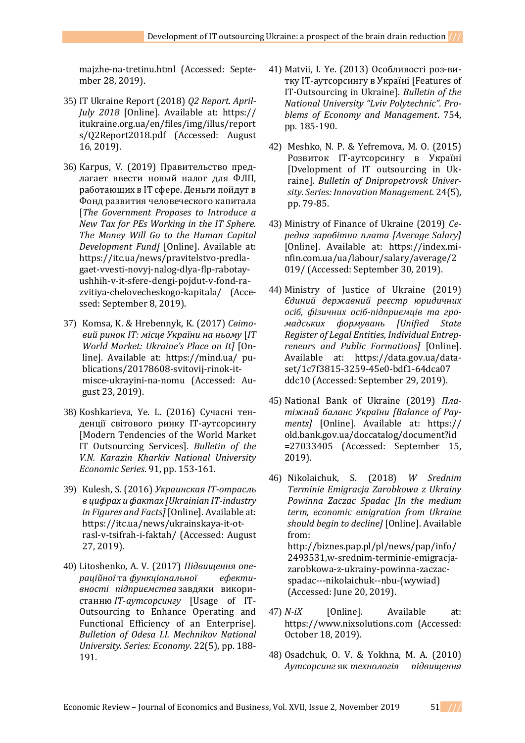majzhe-na-tretinu.html (Accessed: September 28, 2019).

35) IT Ukraine Report (2018) *Q2 Report. April-July 2018* [Online]. Available at: https://itukraine.org.ua/en/files/img/illus/reports/Q2Report2018.pdf (Accessed: August 16, 2019).

36) Karpus, V. (2019) Правительство предлагает ввести новый налог для ФЛП, работающих в IT сфере. Деньги пойдут в Фонд развития человеческого капитала [*The Government Proposes to Introduce a New Tax for PEs Working in the IT Sphere. The Money Will Go to the Human Capital Development Fund*] [Online]. Available at: https://itc.ua/news/pravitelstvo-predlagaet-vvesti-novyj-nalog-dlya-flp-rabotayushhih-v-it-sfere-dengi-pojdut-v-fond-razvitiya-chelovecheskogo-kapitala/ (Accessed: September 8, 2019).

37) Komsa, K. & Hrebennyk, K. (2017) *Світовий ринок IT: місце України на ньому* [*IT World Market: Ukraine's Place on It*] [Online]. Available at: https://mind.ua/publications/20178608-svitovij-rinok-it-misce-ukrayini-na-nomu (Accessed: August 23, 2019).

38) Koshkarieva, Ye. L. (2016) Сучасні тенденції світового ринку IT-аутсорсингу [Modern Tendencies of the World Market IT Outsourcing Services]. *Bulletin of the V.N. Karazin Kharkiv National University Economic Series*. 91, pp. 153-161.

39) Kulesh, S. (2016) *Украинская IT-отрасль в цифрах и фактах [Ukrainian IT-industry in Figures and Facts]* [Online]. Available at: https://itc.ua/news/ukrainskaya-it-otrasl-v-tsifrah-i-faktah/ (Accessed: August 27, 2019).

40) Litoshenko, A. V. (2017) *Підвищення операційної* та *функціональної ефективності підприємства* завдяки використанню *IT-аутсорсингу* [Usage of IT-Outsourcing to Enhance Operating and Functional Efficiency of an Enterprise]. *Bulletion of Odesa I.I. Mechnikov National University. Series: Economy*. 22(5), pp. 188-191.

41) Matvii, I. Ye. (2013) Особливості роз-витку IT-аутсорсингу в Україні [Features of IT-Outsourcing in Ukraine]. *Bulletin of the National University "Lviv Polytechnic". Problems of Economy and Management*. 754, pp. 185-190.

42) Meshko, N. P. & Yefremova, M. O. (2015) Розвиток IT-аутсорсингу в Україні [Dvelopment of IT outsourcing in Ukraine]. *Bulletin of Dnipropetrovsk University. Series: Innovation Management.* 24(5), pp. 79-85.

43) Ministry of Finance of Ukraine (2019) *Середня заробітна плата [Average Salary]* [Online]. Available at: https://index.minfin.com.ua/ua/labour/salary/average/2019/ (Accessed: September 30, 2019).

44) Ministry of Justice of Ukraine (2019) *Єдиний державний реєстр юридичних осіб, фізичних осіб-підприємців та громадських формувань [Unified State Register of Legal Entities, Individual Entrepreneurs and Public Formations]* [Online]. Available at: https://data.gov.ua/dataset/1c7f3815-3259-45e0-bdf1-64dca07ddc10 (Accessed: September 29, 2019).

45) National Bank of Ukraine (2019) *Платіжний баланс України [Balance of Payments]* [Online]. Available at: https://old.bank.gov.ua/doccatalog/document?id=27033405 (Accessed: September 15, 2019).

46) Nikolaichuk, S. (2018) *W Srednim Terminie Emigracja Zarobkowa z Ukrainy Powinna Zaczac Spadac [In the medium term, economic emigration from Ukraine should begin to decline]* [Online]. Available from: http://biznes.pap.pl/pl/news/pap/info/2493531,w-srednim-terminie-emigracja-zarobkowa-z-ukrainy-powinna-zaczac-spadac---nikolaichuk--nbu-(wywiad) (Accessed: June 20, 2019).

47) *N-iX* [Online]. Available at: https://www.nixsolutions.com (Accessed: October 18, 2019).

48) Osadchuk, O. V. & Yokhna, M. A. (2010) *Аутсорсинг* як *технологія підвищення*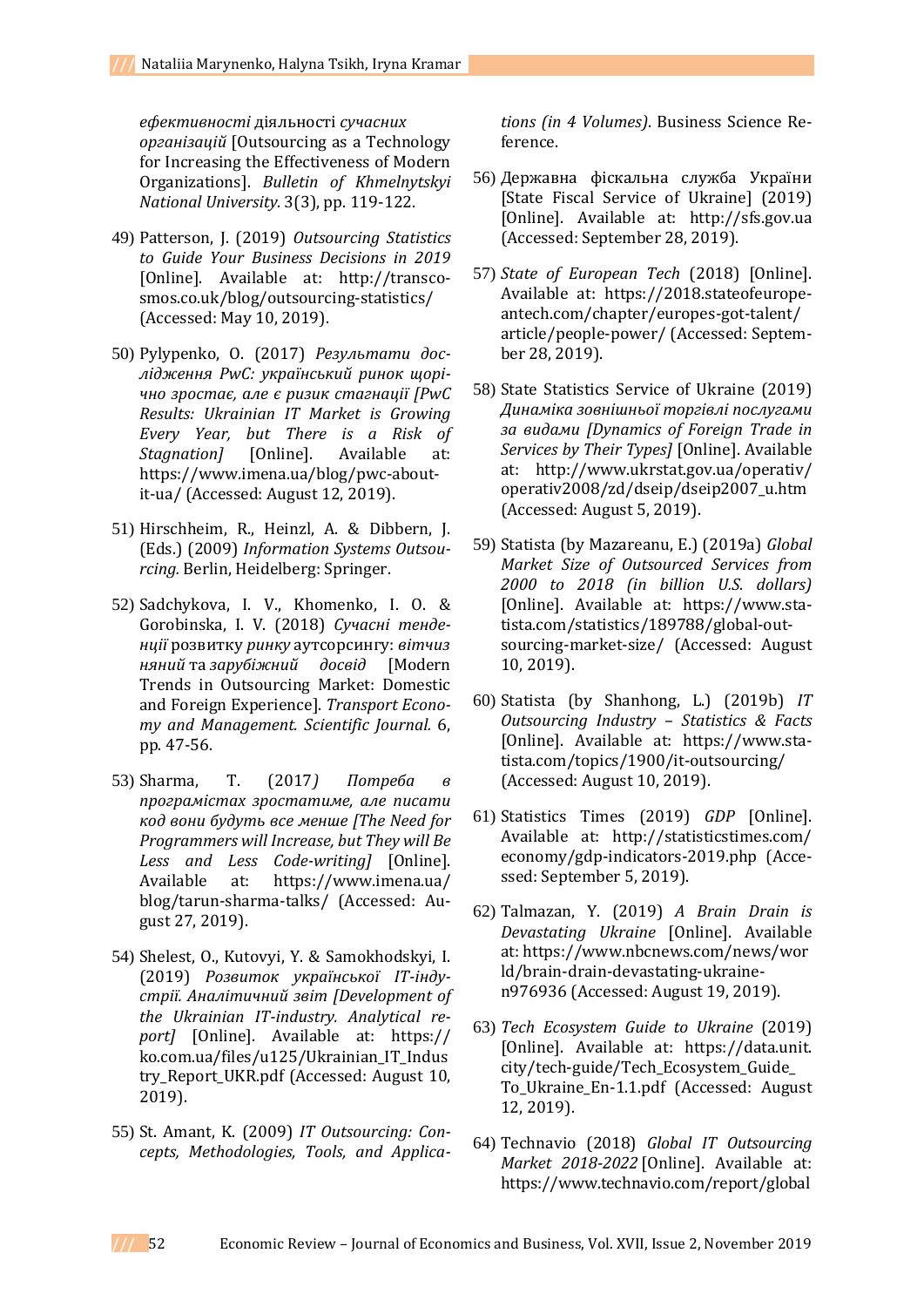*ефективності* діяльності *сучасних організацій* [Outsourcing as a Technology for Increasing the Effectiveness of Modern Organizations]. *Bulletin of Khmelnytskyi National University.* 3(3), pp. 119-122.

49) Patterson, J. (2019) *Outsourcing Statistics to Guide Your Business Decisions in 2019* [Online]. Available at: http://transcosmos.co.uk/blog/outsourcing-statistics/ (Accessed: May 10, 2019).

50) Pylypenko, O. (2017) *Результати дослідження PwC: український ринок щорічно зростає, але є ризик стагнації [PwC Results: Ukrainian IT Market is Growing Every Year, but There is a Risk of Stagnation]* [Online]. Available at: https://www.imena.ua/blog/pwc-about-it-ua/ (Accessed: August 12, 2019).

51) Hirschheim, R., Heinzl, A. & Dibbern, J. (Eds.) (2009) *Information Systems Outsourcing.* Berlin, Heidelberg: Springer.

52) Sadchykova, I. V., Khomenko, I. O. & Gorobinska, I. V. (2018) *Сучасні тенденції* розвитку *ринку* аутсорсингу: *вітчизняний* та *зарубіжний досвід* [Modern Trends in Outsourcing Market: Domestic and Foreign Experience]. *Transport Economy and Management. Scientific Journal.* 6, pp. 47-56.

53) Sharma, T. (2017*) Потреба в програмістах зростатиме, але писати код вони будуть все менше [The Need for Programmers will Increase, but They will Be Less and Less Code-writing]* [Online]. Available at: https://www.imena.ua/blog/tarun-sharma-talks/ (Accessed: August 27, 2019).

54) Shelest, O., Kutovyi, Y. & Samokhodskyi, I. (2019) *Розвиток української IT-індустрії. Аналітичний звіт [Development of the Ukrainian IT-industry. Analytical report]* [Online]. Available at: https://ko.com.ua/files/u125/Ukrainian_IT_Industry_Report_UKR.pdf (Accessed: August 10, 2019).

55) St. Amant, K. (2009) *IT Outsourcing: Concepts, Methodologies, Tools, and Applications (in 4 Volumes)*. Business Science Reference.

56) Державна фіскальна служба України [State Fiscal Service of Ukraine] (2019) [Online]. Available at: http://sfs.gov.ua (Accessed: September 28, 2019).

57) *State of European Tech* (2018) [Online]. Available at: https://2018.stateofeuropeantech.com/chapter/europes-got-talent/article/people-power/ (Accessed: September 28, 2019).

58) State Statistics Service of Ukraine (2019) *Динаміка зовнішньої торгівлі послугами за видами [Dynamics of Foreign Trade in Services by Their Types]* [Online]. Available at: http://www.ukrstat.gov.ua/operativ/operativ2008/zd/dseip/dseip2007_u.htm (Accessed: August 5, 2019).

59) Statista (by Mazareanu, E.) (2019a) *Global Market Size of Outsourced Services from 2000 to 2018 (in billion U.S. dollars)* [Online]. Available at: https://www.statista.com/statistics/189788/global-outsourcing-market-size/ (Accessed: August 10, 2019).

60) Statista (by Shanhong, L.) (2019b) *IT Outsourcing Industry – Statistics & Facts* [Online]. Available at: https://www.statista.com/topics/1900/it-outsourcing/ (Accessed: August 10, 2019).

61) Statistics Times (2019) *GDP* [Online]. Available at: http://statisticstimes.com/economy/gdp-indicators-2019.php (Accessed: September 5, 2019).

62) Talmazan, Y. (2019) *A Brain Drain is Devastating Ukraine* [Online]. Available at: https://www.nbcnews.com/news/world/brain-drain-devastating-ukraine-n976936 (Accessed: August 19, 2019).

63) *Tech Ecosystem Guide to Ukraine* (2019) [Online]. Available at: https://data.unit.city/tech-guide/Tech_Ecosystem_Guide_To_Ukraine_En-1.1.pdf (Accessed: August 12, 2019).

64) Technavio (2018) *Global IT Outsourcing Market 2018-2022* [Online]. Available at: https://www.technavio.com/report/global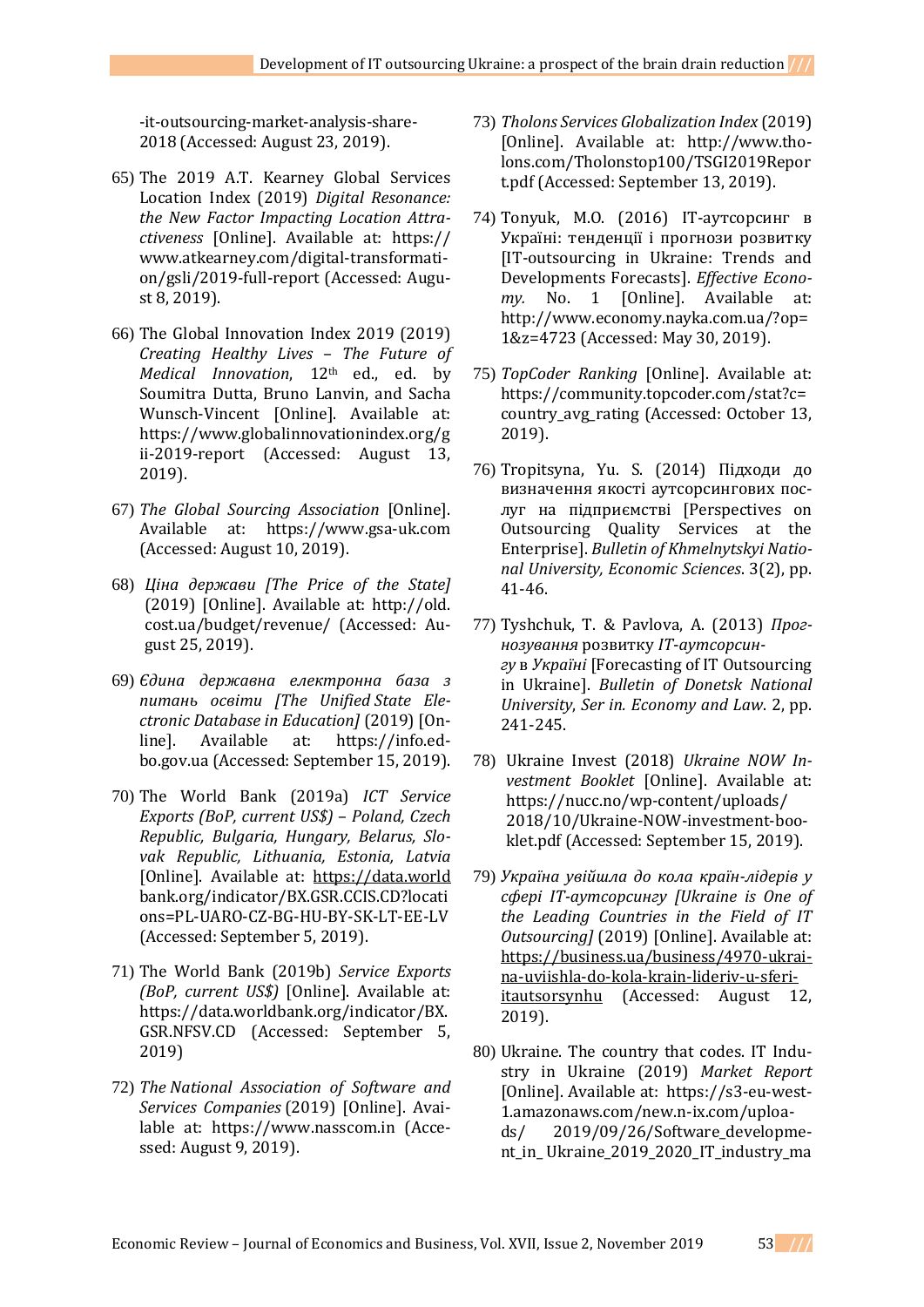-it-outsourcing-market-analysis-share-2018 (Accessed: August 23, 2019).

65) The 2019 A.T. Kearney Global Services Location Index (2019) *Digital Resonance: the New Factor Impacting Location Attractiveness* [Online]. Available at: https://www.atkearney.com/digital-transformation/gsli/2019-full-report (Accessed: August 8, 2019).

66) The Global Innovation Index 2019 (2019) *Creating Healthy Lives – The Future of Medical Innovation*, 12th ed., ed. by Soumitra Dutta, Bruno Lanvin, and Sacha Wunsch-Vincent [Online]. Available at: https://www.globalinnovationindex.org/gii-2019-report (Accessed: August 13, 2019).

67) *The Global Sourcing Association* [Online]. Available at: https://www.gsa-uk.com (Accessed: August 10, 2019).

68) *Ціна держави [The Price of the State]* (2019) [Online]. Available at: http://old.cost.ua/budget/revenue/ (Accessed: August 25, 2019).

69) *Єдина державна електронна база з питань освіти [The Unified State Electronic Database in Education]* (2019) [Online]. Available at: https://info.edbo.gov.ua (Accessed: September 15, 2019).

70) The World Bank (2019a) *ICT Service Exports (BoP, current US$) – Poland, Czech Republic, Bulgaria, Hungary, Belarus, Slovak Republic, Lithuania, Estonia, Latvia* [Online]. Available at: https://data.worldbank.org/indicator/BX.GSR.CCIS.CD?locations=PL-UARO-CZ-BG-HU-BY-SK-LT-EE-LV (Accessed: September 5, 2019).

71) The World Bank (2019b) *Service Exports (BoP, current US$)* [Online]. Available at: https://data.worldbank.org/indicator/BX.GSR.NFSV.CD (Accessed: September 5, 2019)

72) *The National Association of Software and Services Companies* (2019) [Online]. Available at: https://www.nasscom.in (Accessed: August 9, 2019).

73) *Tholons Services Globalization Index* (2019) [Online]. Available at: http://www.tholons.com/Tholonstop100/TSGI2019Report.pdf (Accessed: September 13, 2019).

74) Tonyuk, M.O. (2016) IT-аутсорсинг в Україні: тенденції і прогнози розвитку [IT-outsourcing in Ukraine: Trends and Developments Forecasts]. *Effective Economy.* No. 1 [Online]. Available at: http://www.economy.nayka.com.ua/?op=1&z=4723 (Accessed: May 30, 2019).

75) *TopCoder Ranking* [Online]. Available at: https://community.topcoder.com/stat?c=country_avg_rating (Accessed: October 13, 2019).

76) Tropitsyna, Yu. S. (2014) Підходи до визначення якості аутсорсингових послуг на підприємстві [Perspectives on Outsourcing Quality Services at the Enterprise]. *Bulletin of Khmelnytskyi National University, Economic Sciences*. 3(2), pp. 41-46.

77) Tyshchuk, T. & Pavlova, A. (2013) *Прогнозування* розвитку *IT-аутсорсингу* в *Україні* [Forecasting of IT Outsourcing in Ukraine]. *Bulletin of Donetsk National University, Ser in. Economy and Law*. 2, pp. 241-245.

78) Ukraine Invest (2018) *Ukraine NOW Investment Booklet* [Online]. Available at: https://nucc.no/wp-content/uploads/2018/10/Ukraine-NOW-investment-booklet.pdf (Accessed: September 15, 2019).

79) *Україна увійшла до кола країн-лідерів у сфері IT-аутсорсингу [Ukraine is One of the Leading Countries in the Field of IT Outsourcing]* (2019) [Online]. Available at: https://business.ua/business/4970-ukraina-uviishla-do-kola-krain-lideriv-u-sferi-itautsorsynhu (Accessed: August 12, 2019).

80) Ukraine. The country that codes. IT Industry in Ukraine (2019) *Market Report* [Online]. Available at: https://s3-eu-west-1.amazonaws.com/new.n-ix.com/uploads/ 2019/09/26/Software_development_in_ Ukraine_2019_2020_IT_industry_ma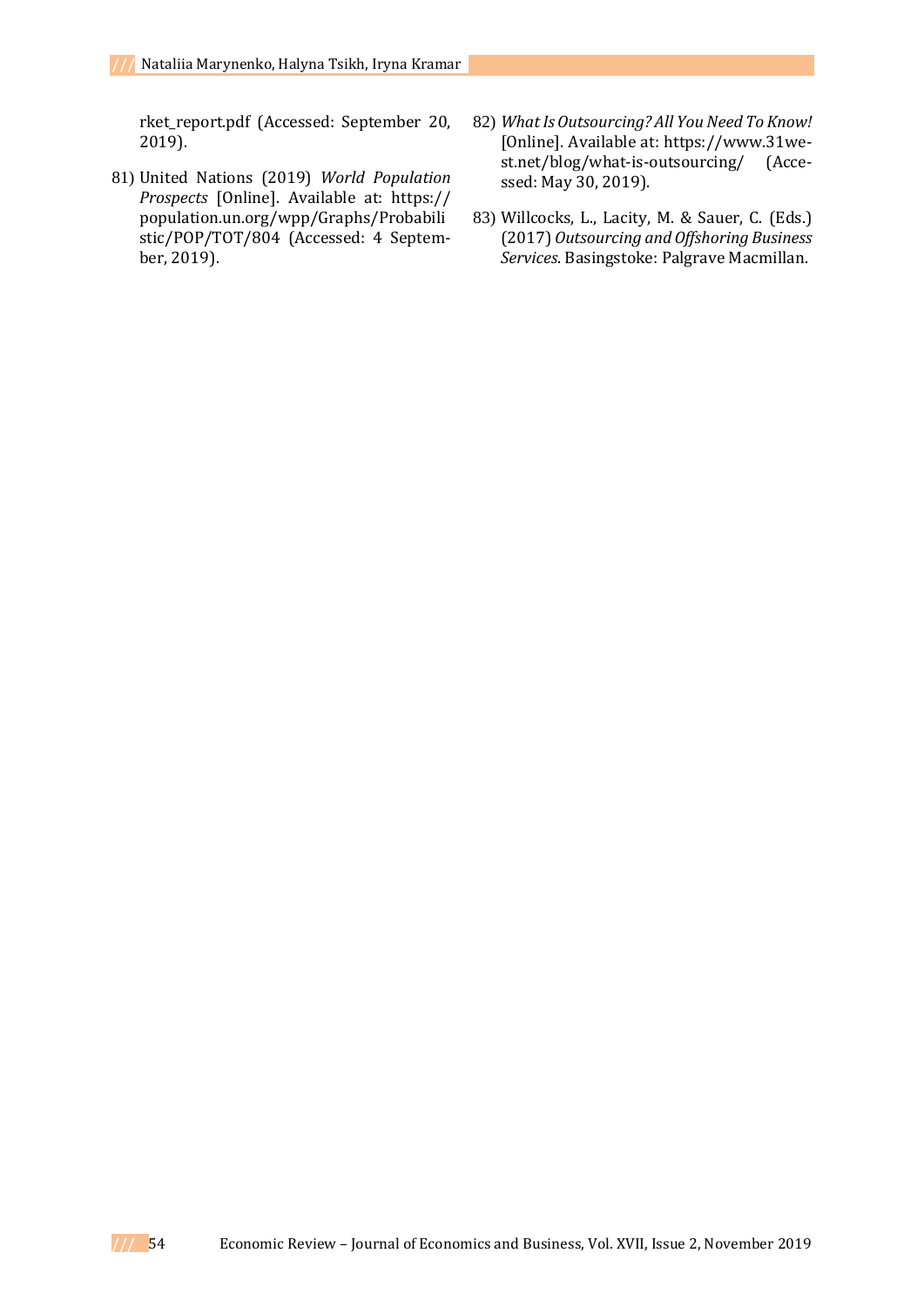rket_report.pdf (Accessed: September 20, 2019).

81) United Nations (2019) *World Population Prospects* [Online]. Available at: https://population.un.org/wpp/Graphs/Probabilistic/POP/TOT/804 (Accessed: 4 September, 2019).

82) *What Is Outsourcing? All You Need To Know!* [Online]. Available at: https://www.31west.net/blog/what-is-outsourcing/ (Accessed: May 30, 2019).

83) Willcocks, L., Lacity, M. & Sauer, C. (Eds.) (2017) *Outsourcing and Offshoring Business Services*. Basingstoke: Palgrave Macmillan.